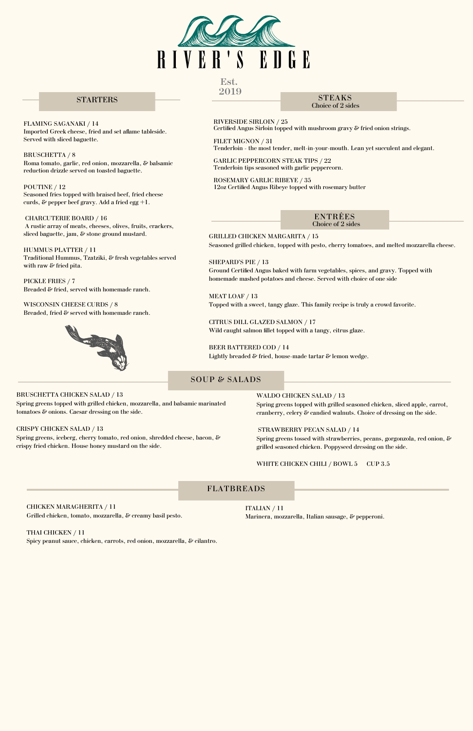# RIVER'S EDGE

Est. 2019

## STARTERS

FLAMING SAGANAKI / 14
Imported Greek cheese, fried and set aflame tableside. Served with sliced baguette.

BRUSCHETTA / 8
Roma tomato, garlic, red onion, mozzarella, & balsamic reduction drizzle served on toasted baguette.

POUTINE / 12
Seasoned fries topped with braised beef, fried cheese curds, & pepper beef gravy. Add a fried egg +1.

CHARCUTERIE BOARD / 16
A rustic array of meats, cheeses, olives, fruits, crackers, sliced baguette, jam, & stone ground mustard.

HUMMUS PLATTER / 11
Traditional Hummus, Tzatziki, & fresh vegetables served with raw & fried pita.

PICKLE FRIES / 7
Breaded & fried, served with homemade ranch.

WISCONSIN CHEESE CURDS / 8
Breaded, fried & served with homemade ranch.

## STEAKS
Choice of 2 sides

RIVERSIDE SIRLOIN / 25
Certified Angus Sirloin topped with mushroom gravy & fried onion strings.

FILET MIGNON / 31
Tenderloin - the most tender, melt-in-your-mouth. Lean yet succulent and elegant.

GARLIC PEPPERCORN STEAK TIPS / 22
Tenderloin tips seasoned with garlic peppercorn.

ROSEMARY GARLIC RIBEYE / 35
12oz Certified Angus Ribeye topped with rosemary butter

## ENTRÉES
Choice of 2 sides

GRILLED CHICKEN MARGARITA / 15
Seasoned grilled chicken, topped with pesto, cherry tomatoes, and melted mozzarella cheese.

SHEPARD'S PIE / 13
Ground Certified Angus baked with farm vegetables, spices, and gravy. Topped with homemade mashed potatoes and cheese. Served with choice of one side

MEAT LOAF / 13
Topped with a sweet, tangy glaze. This family recipe is truly a crowd favorite.

CITRUS DILL GLAZED SALMON / 17
Wild caught salmon fillet topped with a tangy, citrus glaze.

BEER BATTERED COD / 14
Lightly breaded & fried, house-made tartar & lemon wedge.

## SOUP & SALADS

BRUSCHETTA CHICKEN SALAD / 13
Spring greens topped with grilled chicken, mozzarella, and balsamic marinated tomatoes & onions. Caesar dressing on the side.

CRISPY CHICKEN SALAD / 13
Spring greens, iceberg, cherry tomato, red onion, shredded cheese, bacon, & crispy fried chicken. House honey mustard on the side.

WALDO CHICKEN SALAD / 13
Spring greens topped with grilled seasoned chicken, sliced apple, carrot, cranberry, celery & candied walnuts. Choice of dressing on the side.

STRAWBERRY PECAN SALAD / 14
Spring greens tossed with strawberries, pecans, gorgonzola, red onion, & grilled seasoned chicken. Poppyseed dressing on the side.

WHITE CHICKEN CHILI / BOWL 5 CUP 3.5

## FLATBREADS

CHICKEN MARAGHERITA / 11
Grilled chicken, tomato, mozzarella, & creamy basil pesto.

THAI CHICKEN / 11
Spicy peanut sauce, chicken, carrots, red onion, mozzarella, & cilantro.

ITALIAN / 11
Marinera, mozzarella, Italian sausage, & pepperoni.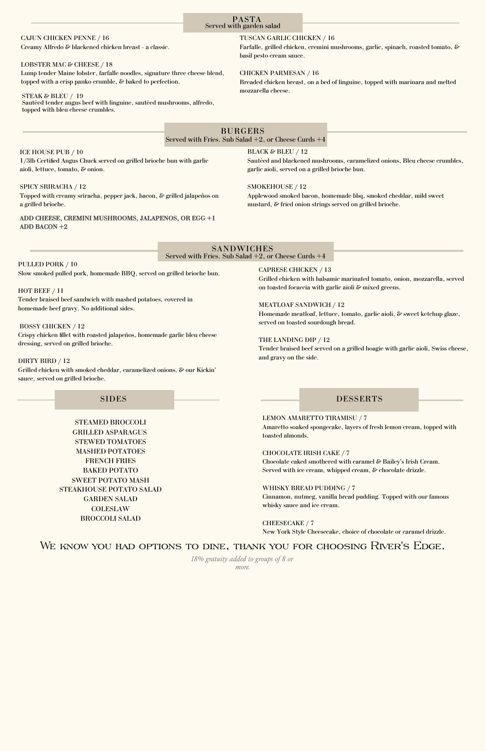## PASTA

Served with garden salad

CAJUN CHICKEN PENNE / 16
Creamy Alfredo & blackened chicken breast - a classic.

LOBSTER MAC & CHEESE / 18
Lump tender Maine lobster, farfalle noodles, signature three cheese blend, topped with a crisp panko crumble, & baked to perfection.

STEAK & BLEU / 19
Sautéed tender angus beef with linguine, sautéed mushrooms, alfredo, topped with bleu cheese crumbles.

TUSCAN GARLIC CHICKEN / 16
Farfalle, grilled chicken, cremini mushrooms, garlic, spinach, roasted tomato, & basil pesto cream sauce.

CHICKEN PARMESAN / 16
Breaded chicken breast, on a bed of linguine, topped with marinara and melted mozzarella cheese.

## BURGERS

Served with Fries. Sub Salad +2, or Cheese Curds +4

ICE HOUSE PUB / 10
1/3lb Certified Angus Chuck served on grilled brioche bun with garlic aioli, lettuce, tomato, & onion.

SPICY SRIRACHA / 12
Topped with creamy sriracha, pepper jack, bacon, & grilled jalapeños on a grilled brioche.

**ADD CHEESE, CREMINI MUSHROOMS, JALAPENOS, OR EGG +1**
**ADD BACON +2**

BLACK & BLEU / 12
Sautéed and blackened mushrooms, caramelized onions, Bleu cheese crumbles, garlic aioli, served on a grilled brioche bun.

SMOKEHOUSE / 12
Applewood smoked bacon, homemade bbq, smoked cheddar, mild sweet mustard, & fried onion strings served on grilled brioche.

## SANDWICHES

Served with Fries. Sub Salad +2, or Cheese Curds +4

PULLED PORK / 10
Slow smoked pulled pork, homemade BBQ, served on grilled brioche bun.

HOT BEEF / 11
Tender braised beef sandwich with mashed potatoes, covered in homemade beef gravy. No additional sides.

BOSSY CHICKEN / 12
Crispy chicken fillet with roasted jalapeños, homemade garlic bleu cheese dressing, served on grilled brioche.

DIRTY BIRD / 12
Grilled chicken with smoked cheddar, caramelized onions, & our Kickin' sauce, served on grilled brioche.

CAPRESE CHICKEN / 13
Grilled chicken with balsamic marinated tomato, onion, mozzarella, served on toasted focaccia with garlic aioli & mixed greens.

MEATLOAF SANDWICH / 12
Homemade meatloaf, lettuce, tomato, garlic aioli, & sweet ketchup glaze, served on toasted sourdough bread.

THE LANDING DIP / 12
Tender braised beef served on a grilled hoagie with garlic aioli, Swiss cheese, and gravy on the side.

## SIDES

STEAMED BROCCOLI
GRILLED ASPARAGUS
STEWED TOMATOES
MASHED POTATOES
FRENCH FRIES
BAKED POTATO
SWEET POTATO MASH
STEAKHOUSE POTATO SALAD
GARDEN SALAD
COLESLAW
BROCCOLI SALAD

## DESSERTS

LEMON AMARETTO TIRAMISU / 7
Amaretto soaked spongecake, layers of fresh lemon cream, topped with toasted almonds.

CHOCOLATE IRISH CAKE / 7
Chocolate caked smothered with caramel & Bailey's Irish Cream. Served with ice cream, whipped cream, & chocolate drizzle.

WHISKY BREAD PUDDING / 7
Cinnamon, nutmeg, vanilla bread pudding. Topped with our famous whisky sauce and ice cream.

CHEESECAKE / 7
New York Style Cheesecake, choice of chocolate or caramel drizzle.

We know you had options to dine, thank you for choosing River's Edge.

*18% gratuity added to groups of 8 or more.*